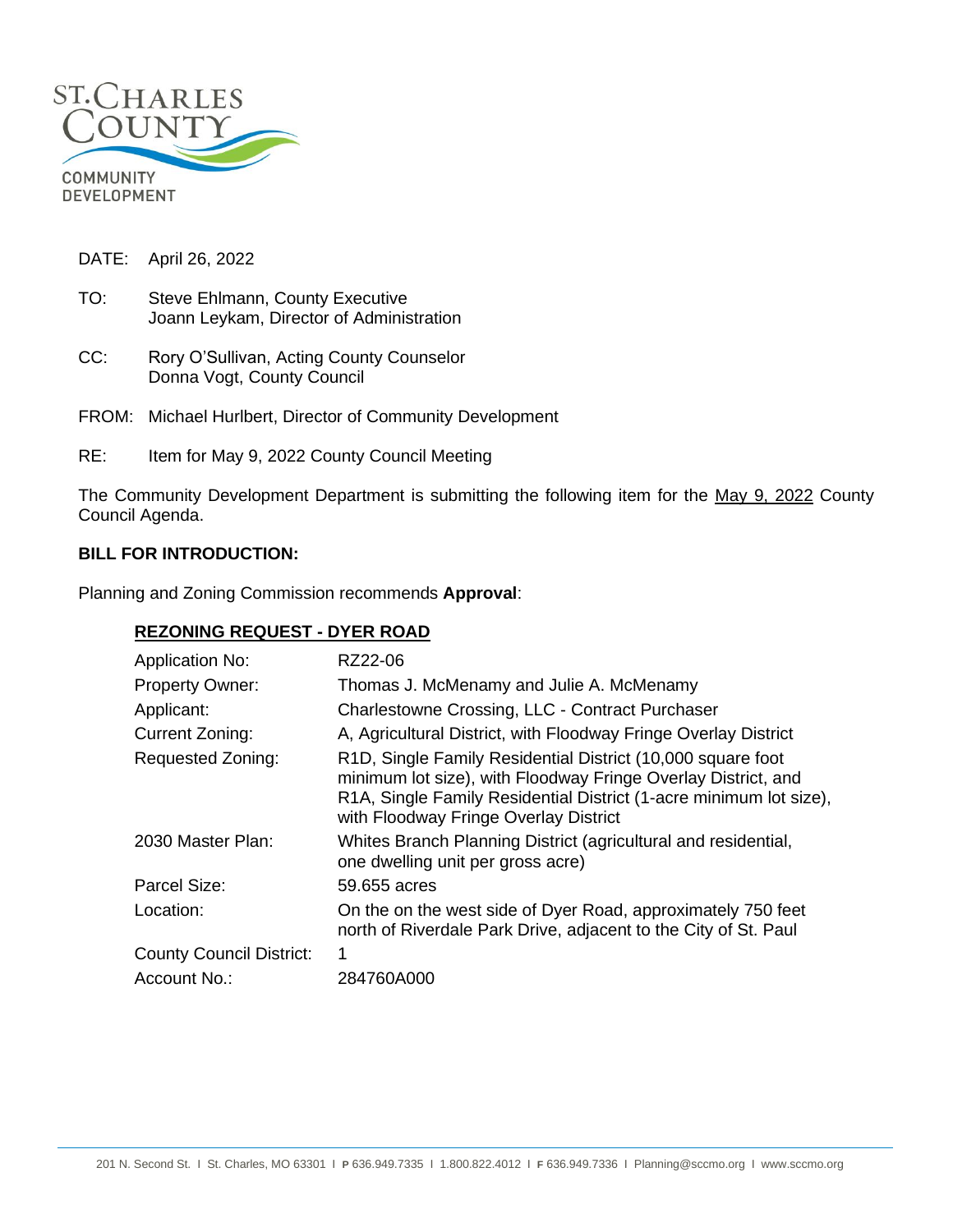ST. CHARLES COUNTY
COMMUNITY DEVELOPMENT

DATE: April 26, 2022

TO: Steve Ehlmann, County Executive
Joann Leykam, Director of Administration

CC: Rory O'Sullivan, Acting County Counselor
Donna Vogt, County Council

FROM: Michael Hurlbert, Director of Community Development

RE: Item for May 9, 2022 County Council Meeting

The Community Development Department is submitting the following item for the May 9, 2022 County Council Agenda.

**BILL FOR INTRODUCTION:**

Planning and Zoning Commission recommends **Approval**:

**REZONING REQUEST - DYER ROAD**

| | |
|---|---|
| Application No: | RZ22-06 |
| Property Owner: | Thomas J. McMenamy and Julie A. McMenamy |
| Applicant: | Charlestowne Crossing, LLC - Contract Purchaser |
| Current Zoning: | A, Agricultural District, with Floodway Fringe Overlay District |
| Requested Zoning: | R1D, Single Family Residential District (10,000 square foot minimum lot size), with Floodway Fringe Overlay District, and R1A, Single Family Residential District (1-acre minimum lot size), with Floodway Fringe Overlay District |
| 2030 Master Plan: | Whites Branch Planning District (agricultural and residential, one dwelling unit per gross acre) |
| Parcel Size: | 59.655 acres |
| Location: | On the on the west side of Dyer Road, approximately 750 feet north of Riverdale Park Drive, adjacent to the City of St. Paul |
| County Council District: | 1 |
| Account No.: | 284760A000 |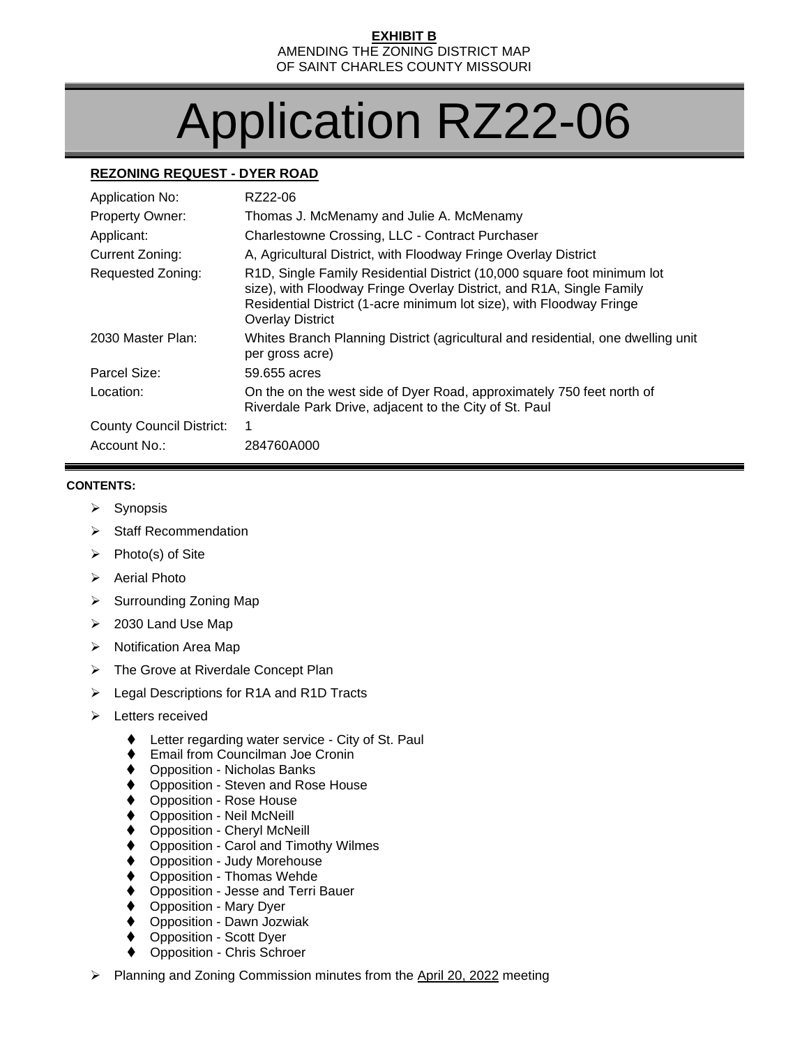**EXHIBIT B**
AMENDING THE ZONING DISTRICT MAP
OF SAINT CHARLES COUNTY MISSOURI

# Application RZ22-06

**REZONING REQUEST - DYER ROAD**

| | |
|---|---|
| Application No: | RZ22-06 |
| Property Owner: | Thomas J. McMenamy and Julie A. McMenamy |
| Applicant: | Charlestowne Crossing, LLC - Contract Purchaser |
| Current Zoning: | A, Agricultural District, with Floodway Fringe Overlay District |
| Requested Zoning: | R1D, Single Family Residential District (10,000 square foot minimum lot size), with Floodway Fringe Overlay District, and R1A, Single Family Residential District (1-acre minimum lot size), with Floodway Fringe Overlay District |
| 2030 Master Plan: | Whites Branch Planning District (agricultural and residential, one dwelling unit per gross acre) |
| Parcel Size: | 59.655 acres |
| Location: | On the on the west side of Dyer Road, approximately 750 feet north of Riverdale Park Drive, adjacent to the City of St. Paul |
| County Council District: | 1 |
| Account No.: | 284760A000 |

**CONTENTS:**

- Synopsis
- Staff Recommendation
- Photo(s) of Site
- Aerial Photo
- Surrounding Zoning Map
- 2030 Land Use Map
- Notification Area Map
- The Grove at Riverdale Concept Plan
- Legal Descriptions for R1A and R1D Tracts
- Letters received
  - Letter regarding water service - City of St. Paul
  - Email from Councilman Joe Cronin
  - Opposition - Nicholas Banks
  - Opposition - Steven and Rose House
  - Opposition - Rose House
  - Opposition - Neil McNeill
  - Opposition - Cheryl McNeill
  - Opposition - Carol and Timothy Wilmes
  - Opposition - Judy Morehouse
  - Opposition - Thomas Wehde
  - Opposition - Jesse and Terri Bauer
  - Opposition - Mary Dyer
  - Opposition - Dawn Jozwiak
  - Opposition - Scott Dyer
  - Opposition - Chris Schroer
- Planning and Zoning Commission minutes from the April 20, 2022 meeting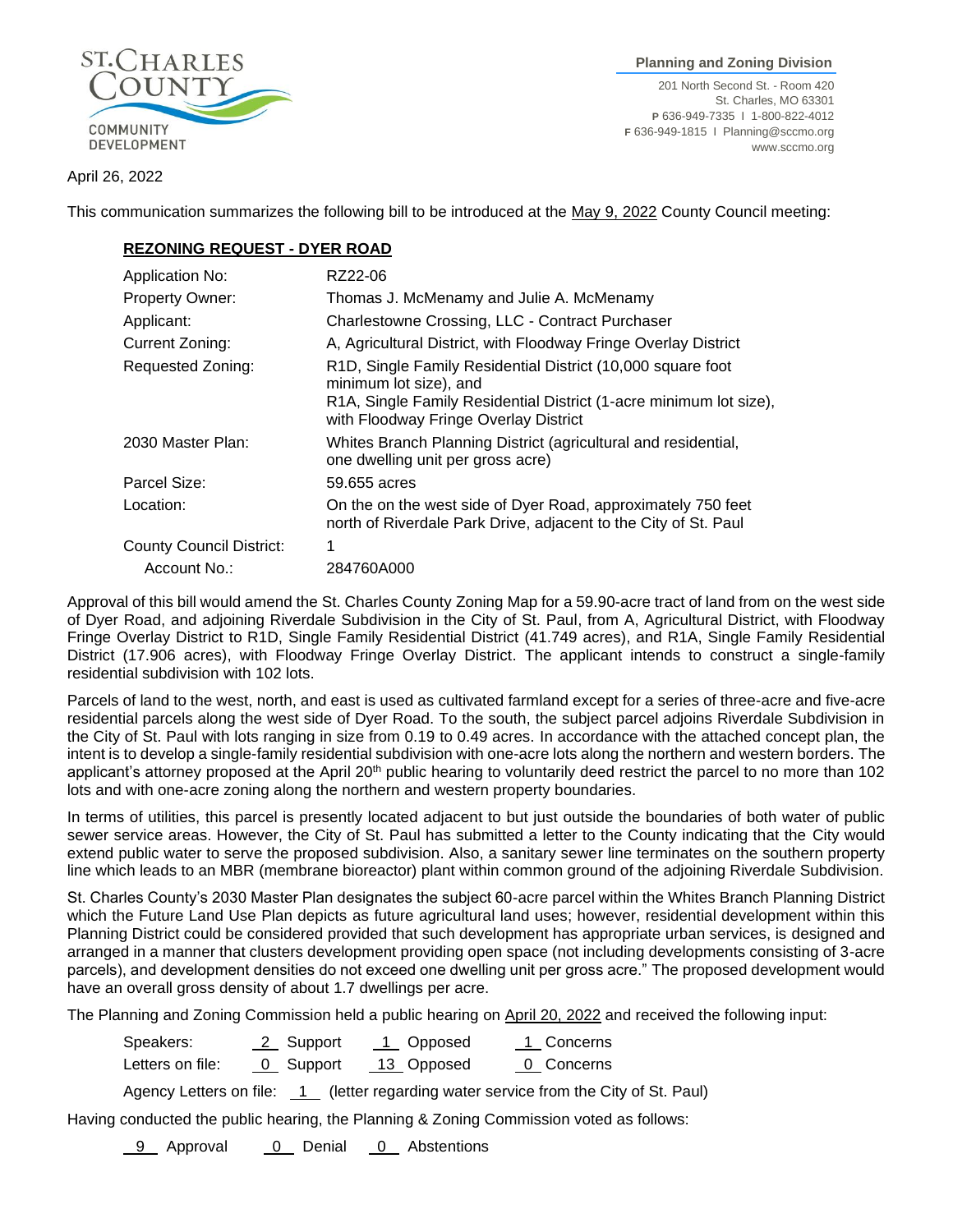St. Charles County Community Development

**Planning and Zoning Division**

201 North Second St. - Room 420
St. Charles, MO 63301
P 636-949-7335 I 1-800-822-4012
F 636-949-1815 I Planning@sccmo.org
www.sccmo.org

April 26, 2022

This communication summarizes the following bill to be introduced at the May 9, 2022 County Council meeting:

**REZONING REQUEST - DYER ROAD**

| | |
|---|---|
| Application No: | RZ22-06 |
| Property Owner: | Thomas J. McMenamy and Julie A. McMenamy |
| Applicant: | Charlestowne Crossing, LLC - Contract Purchaser |
| Current Zoning: | A, Agricultural District, with Floodway Fringe Overlay District |
| Requested Zoning: | R1D, Single Family Residential District (10,000 square foot minimum lot size), and R1A, Single Family Residential District (1-acre minimum lot size), with Floodway Fringe Overlay District |
| 2030 Master Plan: | Whites Branch Planning District (agricultural and residential, one dwelling unit per gross acre) |
| Parcel Size: | 59.655 acres |
| Location: | On the on the west side of Dyer Road, approximately 750 feet north of Riverdale Park Drive, adjacent to the City of St. Paul |
| County Council District: | 1 |
| Account No.: | 284760A000 |

Approval of this bill would amend the St. Charles County Zoning Map for a 59.90-acre tract of land from on the west side of Dyer Road, and adjoining Riverdale Subdivision in the City of St. Paul, from A, Agricultural District, with Floodway Fringe Overlay District to R1D, Single Family Residential District (41.749 acres), and R1A, Single Family Residential District (17.906 acres), with Floodway Fringe Overlay District. The applicant intends to construct a single-family residential subdivision with 102 lots.

Parcels of land to the west, north, and east is used as cultivated farmland except for a series of three-acre and five-acre residential parcels along the west side of Dyer Road. To the south, the subject parcel adjoins Riverdale Subdivision in the City of St. Paul with lots ranging in size from 0.19 to 0.49 acres. In accordance with the attached concept plan, the intent is to develop a single-family residential subdivision with one-acre lots along the northern and western borders. The applicant's attorney proposed at the April 20th public hearing to voluntarily deed restrict the parcel to no more than 102 lots and with one-acre zoning along the northern and western property boundaries.

In terms of utilities, this parcel is presently located adjacent to but just outside the boundaries of both water of public sewer service areas. However, the City of St. Paul has submitted a letter to the County indicating that the City would extend public water to serve the proposed subdivision. Also, a sanitary sewer line terminates on the southern property line which leads to an MBR (membrane bioreactor) plant within common ground of the adjoining Riverdale Subdivision.

St. Charles County's 2030 Master Plan designates the subject 60-acre parcel within the Whites Branch Planning District which the Future Land Use Plan depicts as future agricultural land uses; however, residential development within this Planning District could be considered provided that such development has appropriate urban services, is designed and arranged in a manner that clusters development providing open space (not including developments consisting of 3-acre parcels), and development densities do not exceed one dwelling unit per gross acre." The proposed development would have an overall gross density of about 1.7 dwellings per acre.

The Planning and Zoning Commission held a public hearing on April 20, 2022 and received the following input:

| | | | |
|---|---|---|---|
| Speakers: | 2 Support | 1 Opposed | 1 Concerns |
| Letters on file: | 0 Support | 13 Opposed | 0 Concerns |

Agency Letters on file: 1 (letter regarding water service from the City of St. Paul)

Having conducted the public hearing, the Planning & Zoning Commission voted as follows:

9 Approval 0 Denial 0 Abstentions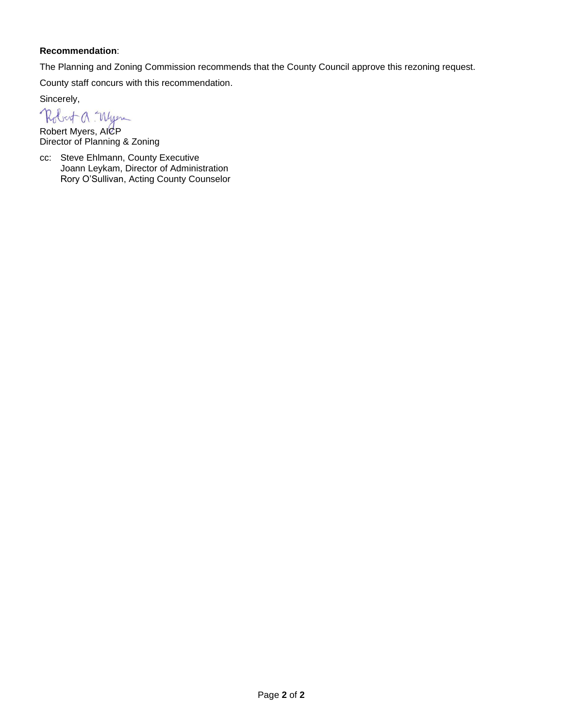**Recommendation**:

The Planning and Zoning Commission recommends that the County Council approve this rezoning request.

County staff concurs with this recommendation.

Sincerely,

Robert Myers, AICP
Director of Planning & Zoning

cc: Steve Ehlmann, County Executive
Joann Leykam, Director of Administration
Rory O'Sullivan, Acting County Counselor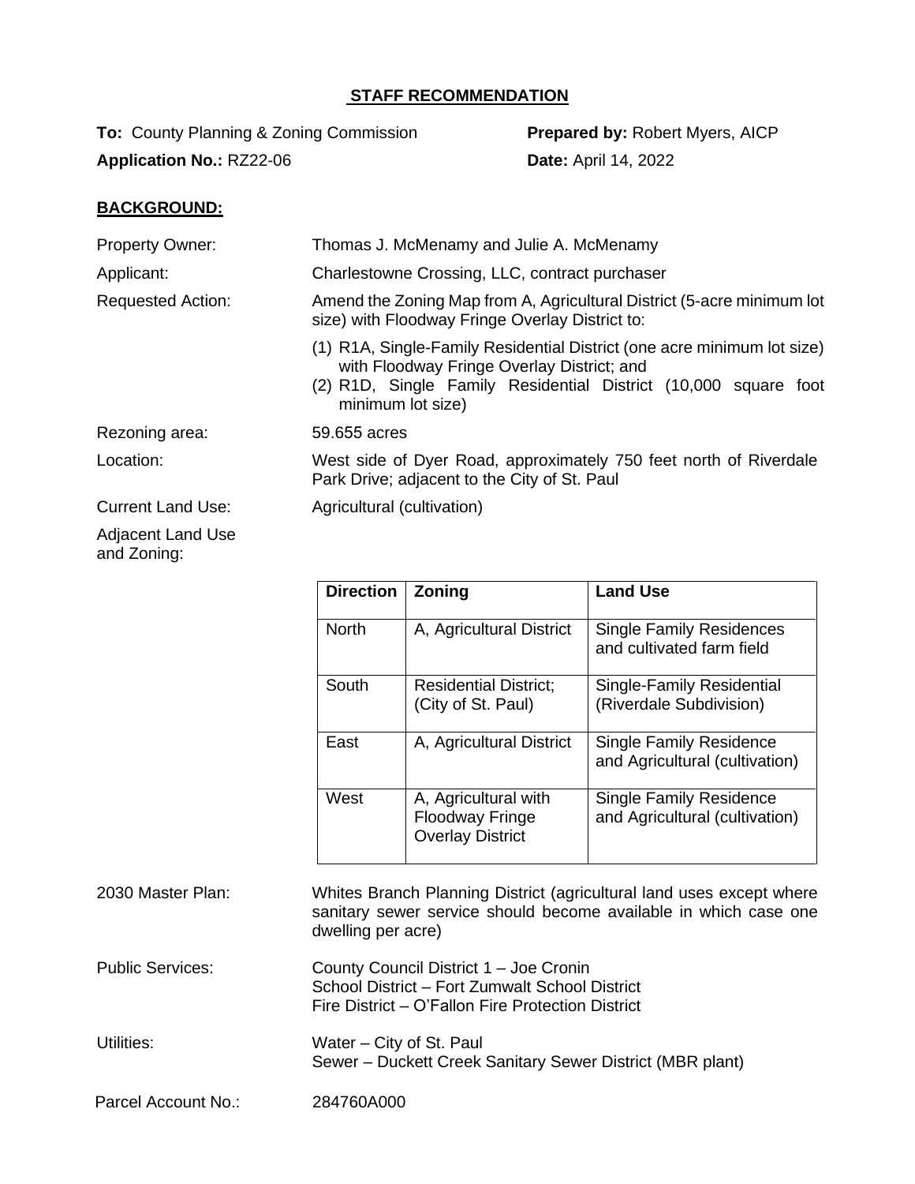## STAFF RECOMMENDATION

**To:** County Planning & Zoning Commission

**Prepared by:** Robert Myers, AICP

**Application No.:** RZ22-06

**Date:** April 14, 2022

### BACKGROUND:

Property Owner: Thomas J. McMenamy and Julie A. McMenamy

Applicant: Charlestowne Crossing, LLC, contract purchaser

Requested Action: Amend the Zoning Map from A, Agricultural District (5-acre minimum lot size) with Floodway Fringe Overlay District to:

(1) R1A, Single-Family Residential District (one acre minimum lot size) with Floodway Fringe Overlay District; and
(2) R1D, Single Family Residential District (10,000 square foot minimum lot size)

Rezoning area: 59.655 acres

Location: West side of Dyer Road, approximately 750 feet north of Riverdale Park Drive; adjacent to the City of St. Paul

Current Land Use: Agricultural (cultivation)

Adjacent Land Use and Zoning:

| Direction | Zoning | Land Use |
|---|---|---|
| North | A, Agricultural District | Single Family Residences and cultivated farm field |
| South | Residential District; (City of St. Paul) | Single-Family Residential (Riverdale Subdivision) |
| East | A, Agricultural District | Single Family Residence and Agricultural (cultivation) |
| West | A, Agricultural with Floodway Fringe Overlay District | Single Family Residence and Agricultural (cultivation) |

2030 Master Plan: Whites Branch Planning District (agricultural land uses except where sanitary sewer service should become available in which case one dwelling per acre)

Public Services: County Council District 1 – Joe Cronin
School District – Fort Zumwalt School District
Fire District – O'Fallon Fire Protection District

Utilities: Water – City of St. Paul
Sewer – Duckett Creek Sanitary Sewer District (MBR plant)

Parcel Account No.: 284760A000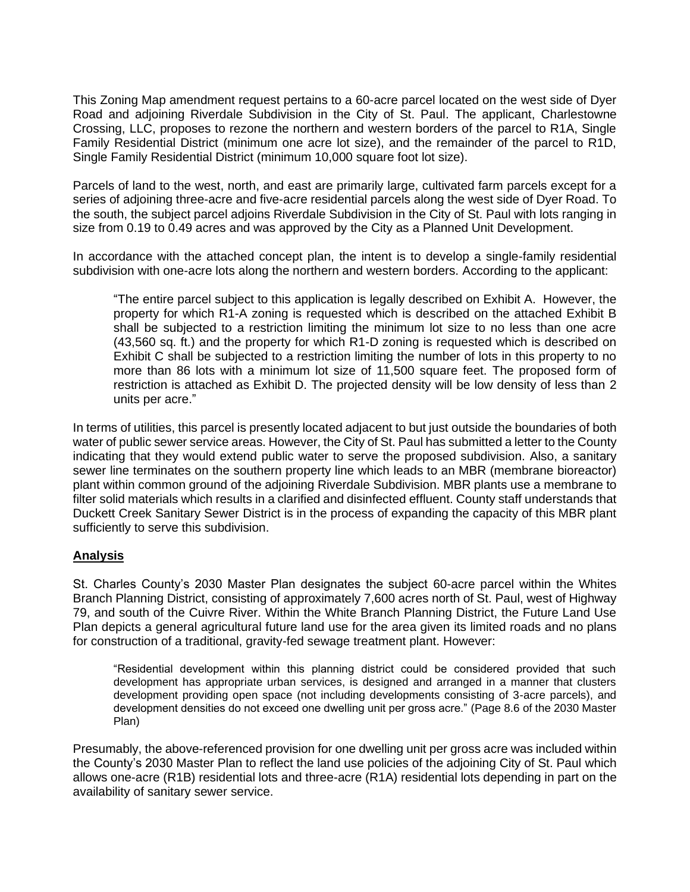This Zoning Map amendment request pertains to a 60-acre parcel located on the west side of Dyer Road and adjoining Riverdale Subdivision in the City of St. Paul. The applicant, Charlestowne Crossing, LLC, proposes to rezone the northern and western borders of the parcel to R1A, Single Family Residential District (minimum one acre lot size), and the remainder of the parcel to R1D, Single Family Residential District (minimum 10,000 square foot lot size).

Parcels of land to the west, north, and east are primarily large, cultivated farm parcels except for a series of adjoining three-acre and five-acre residential parcels along the west side of Dyer Road. To the south, the subject parcel adjoins Riverdale Subdivision in the City of St. Paul with lots ranging in size from 0.19 to 0.49 acres and was approved by the City as a Planned Unit Development.

In accordance with the attached concept plan, the intent is to develop a single-family residential subdivision with one-acre lots along the northern and western borders. According to the applicant:

> "The entire parcel subject to this application is legally described on Exhibit A. However, the property for which R1-A zoning is requested which is described on the attached Exhibit B shall be subjected to a restriction limiting the minimum lot size to no less than one acre (43,560 sq. ft.) and the property for which R1-D zoning is requested which is described on Exhibit C shall be subjected to a restriction limiting the number of lots in this property to no more than 86 lots with a minimum lot size of 11,500 square feet. The proposed form of restriction is attached as Exhibit D. The projected density will be low density of less than 2 units per acre."

In terms of utilities, this parcel is presently located adjacent to but just outside the boundaries of both water of public sewer service areas. However, the City of St. Paul has submitted a letter to the County indicating that they would extend public water to serve the proposed subdivision. Also, a sanitary sewer line terminates on the southern property line which leads to an MBR (membrane bioreactor) plant within common ground of the adjoining Riverdale Subdivision. MBR plants use a membrane to filter solid materials which results in a clarified and disinfected effluent. County staff understands that Duckett Creek Sanitary Sewer District is in the process of expanding the capacity of this MBR plant sufficiently to serve this subdivision.

## Analysis

St. Charles County's 2030 Master Plan designates the subject 60-acre parcel within the Whites Branch Planning District, consisting of approximately 7,600 acres north of St. Paul, west of Highway 79, and south of the Cuivre River. Within the White Branch Planning District, the Future Land Use Plan depicts a general agricultural future land use for the area given its limited roads and no plans for construction of a traditional, gravity-fed sewage treatment plant. However:

> "Residential development within this planning district could be considered provided that such development has appropriate urban services, is designed and arranged in a manner that clusters development providing open space (not including developments consisting of 3-acre parcels), and development densities do not exceed one dwelling unit per gross acre." (Page 8.6 of the 2030 Master Plan)

Presumably, the above-referenced provision for one dwelling unit per gross acre was included within the County's 2030 Master Plan to reflect the land use policies of the adjoining City of St. Paul which allows one-acre (R1B) residential lots and three-acre (R1A) residential lots depending in part on the availability of sanitary sewer service.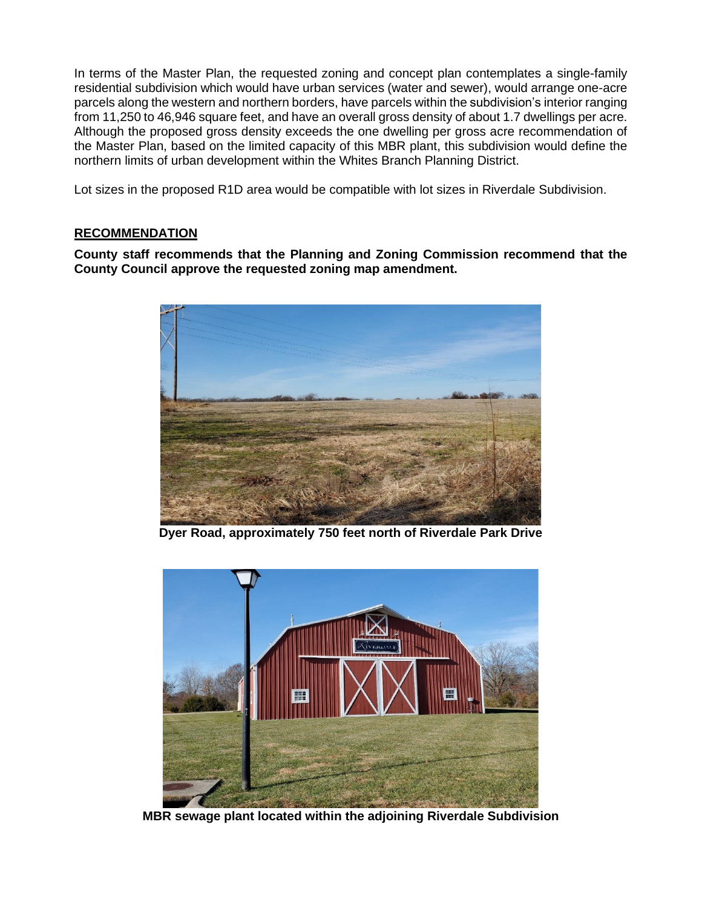In terms of the Master Plan, the requested zoning and concept plan contemplates a single-family residential subdivision which would have urban services (water and sewer), would arrange one-acre parcels along the western and northern borders, have parcels within the subdivision's interior ranging from 11,250 to 46,946 square feet, and have an overall gross density of about 1.7 dwellings per acre. Although the proposed gross density exceeds the one dwelling per gross acre recommendation of the Master Plan, based on the limited capacity of this MBR plant, this subdivision would define the northern limits of urban development within the Whites Branch Planning District.

Lot sizes in the proposed R1D area would be compatible with lot sizes in Riverdale Subdivision.

## RECOMMENDATION

**County staff recommends that the Planning and Zoning Commission recommend that the County Council approve the requested zoning map amendment.**

**Dyer Road, approximately 750 feet north of Riverdale Park Drive**

**MBR sewage plant located within the adjoining Riverdale Subdivision**